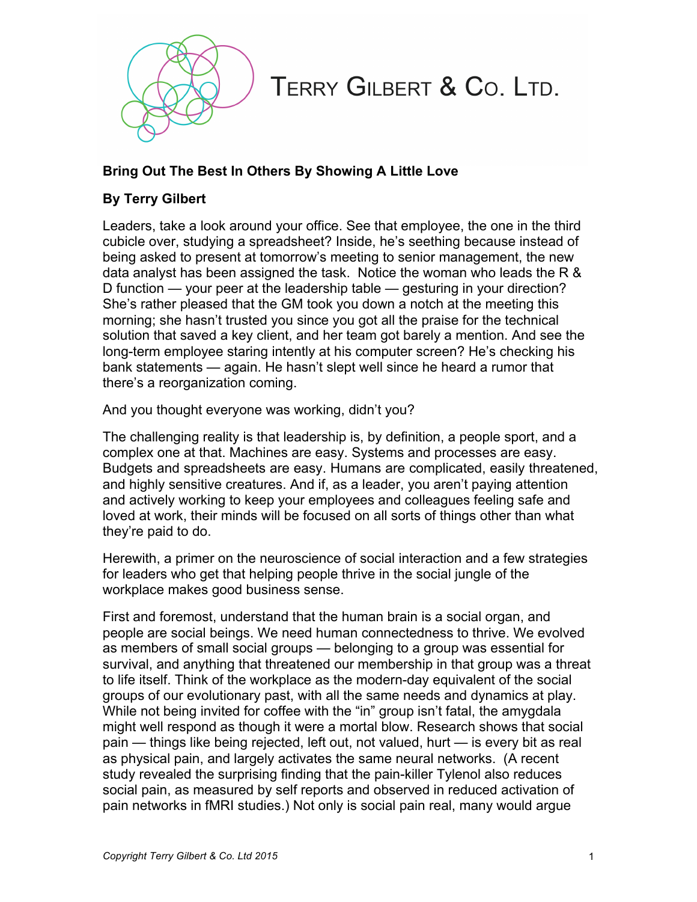TERRY GILBERT & CO. LTD.

**Bring Out The Best In Others By Showing A Little Love**

**By Terry Gilbert**

Leaders, take a look around your office. See that employee, the one in the third cubicle over, studying a spreadsheet? Inside, he's seething because instead of being asked to present at tomorrow's meeting to senior management, the new data analyst has been assigned the task. Notice the woman who leads the R & D function — your peer at the leadership table — gesturing in your direction? She's rather pleased that the GM took you down a notch at the meeting this morning; she hasn't trusted you since you got all the praise for the technical solution that saved a key client, and her team got barely a mention. And see the long-term employee staring intently at his computer screen? He's checking his bank statements — again. He hasn't slept well since he heard a rumor that there's a reorganization coming.

And you thought everyone was working, didn't you?

The challenging reality is that leadership is, by definition, a people sport, and a complex one at that. Machines are easy. Systems and processes are easy. Budgets and spreadsheets are easy. Humans are complicated, easily threatened, and highly sensitive creatures. And if, as a leader, you aren't paying attention and actively working to keep your employees and colleagues feeling safe and loved at work, their minds will be focused on all sorts of things other than what they're paid to do.

Herewith, a primer on the neuroscience of social interaction and a few strategies for leaders who get that helping people thrive in the social jungle of the workplace makes good business sense.

First and foremost, understand that the human brain is a social organ, and people are social beings. We need human connectedness to thrive. We evolved as members of small social groups — belonging to a group was essential for survival, and anything that threatened our membership in that group was a threat to life itself. Think of the workplace as the modern-day equivalent of the social groups of our evolutionary past, with all the same needs and dynamics at play. While not being invited for coffee with the "in" group isn't fatal, the amygdala might well respond as though it were a mortal blow. Research shows that social pain — things like being rejected, left out, not valued, hurt — is every bit as real as physical pain, and largely activates the same neural networks. (A recent study revealed the surprising finding that the pain-killer Tylenol also reduces social pain, as measured by self reports and observed in reduced activation of pain networks in fMRI studies.) Not only is social pain real, many would argue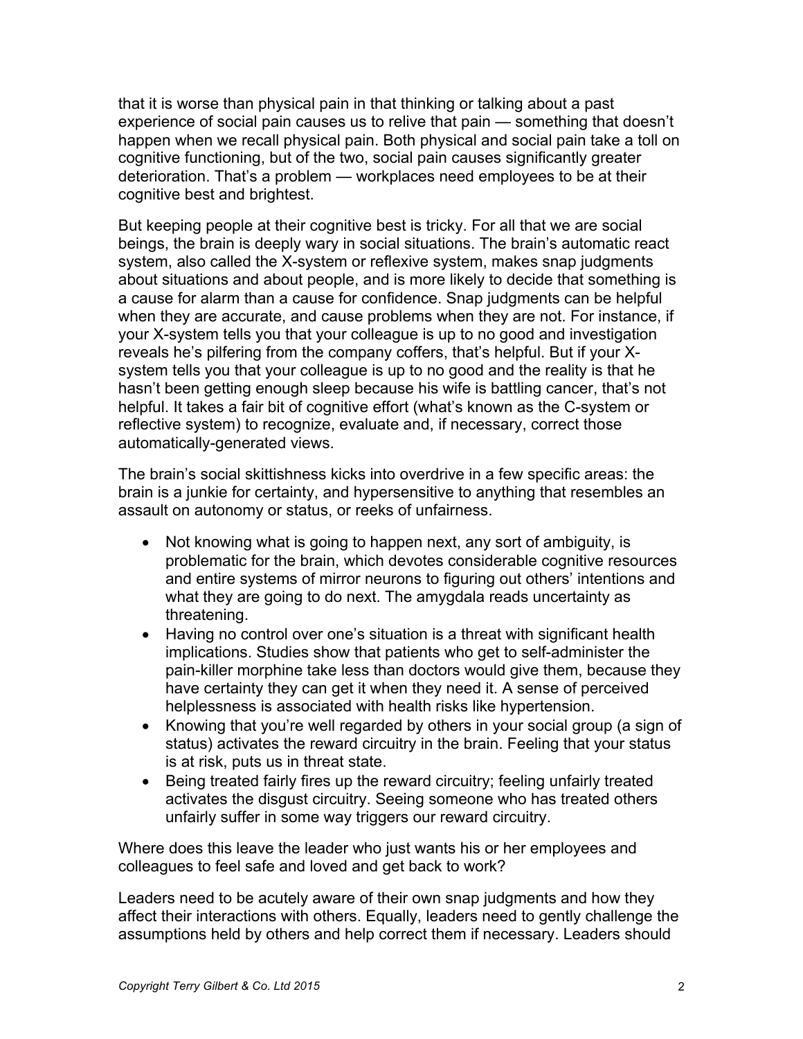that it is worse than physical pain in that thinking or talking about a past experience of social pain causes us to relive that pain — something that doesn't happen when we recall physical pain. Both physical and social pain take a toll on cognitive functioning, but of the two, social pain causes significantly greater deterioration. That's a problem — workplaces need employees to be at their cognitive best and brightest.

But keeping people at their cognitive best is tricky. For all that we are social beings, the brain is deeply wary in social situations. The brain's automatic react system, also called the X-system or reflexive system, makes snap judgments about situations and about people, and is more likely to decide that something is a cause for alarm than a cause for confidence. Snap judgments can be helpful when they are accurate, and cause problems when they are not. For instance, if your X-system tells you that your colleague is up to no good and investigation reveals he's pilfering from the company coffers, that's helpful. But if your X-system tells you that your colleague is up to no good and the reality is that he hasn't been getting enough sleep because his wife is battling cancer, that's not helpful. It takes a fair bit of cognitive effort (what's known as the C-system or reflective system) to recognize, evaluate and, if necessary, correct those automatically-generated views.

The brain's social skittishness kicks into overdrive in a few specific areas: the brain is a junkie for certainty, and hypersensitive to anything that resembles an assault on autonomy or status, or reeks of unfairness.

- Not knowing what is going to happen next, any sort of ambiguity, is problematic for the brain, which devotes considerable cognitive resources and entire systems of mirror neurons to figuring out others' intentions and what they are going to do next. The amygdala reads uncertainty as threatening.
- Having no control over one's situation is a threat with significant health implications. Studies show that patients who get to self-administer the pain-killer morphine take less than doctors would give them, because they have certainty they can get it when they need it. A sense of perceived helplessness is associated with health risks like hypertension.
- Knowing that you're well regarded by others in your social group (a sign of status) activates the reward circuitry in the brain. Feeling that your status is at risk, puts us in threat state.
- Being treated fairly fires up the reward circuitry; feeling unfairly treated activates the disgust circuitry. Seeing someone who has treated others unfairly suffer in some way triggers our reward circuitry.

Where does this leave the leader who just wants his or her employees and colleagues to feel safe and loved and get back to work?

Leaders need to be acutely aware of their own snap judgments and how they affect their interactions with others. Equally, leaders need to gently challenge the assumptions held by others and help correct them if necessary. Leaders should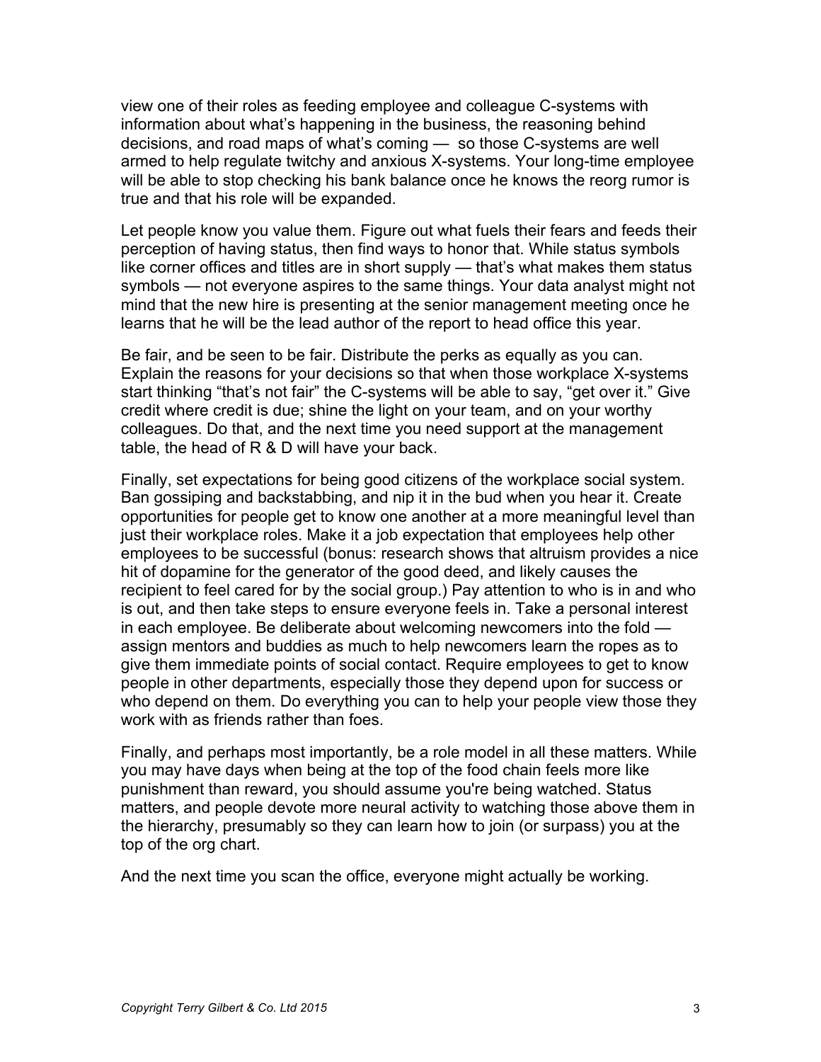view one of their roles as feeding employee and colleague C-systems with information about what's happening in the business, the reasoning behind decisions, and road maps of what's coming — so those C-systems are well armed to help regulate twitchy and anxious X-systems. Your long-time employee will be able to stop checking his bank balance once he knows the reorg rumor is true and that his role will be expanded.

Let people know you value them. Figure out what fuels their fears and feeds their perception of having status, then find ways to honor that. While status symbols like corner offices and titles are in short supply — that's what makes them status symbols — not everyone aspires to the same things. Your data analyst might not mind that the new hire is presenting at the senior management meeting once he learns that he will be the lead author of the report to head office this year.

Be fair, and be seen to be fair. Distribute the perks as equally as you can. Explain the reasons for your decisions so that when those workplace X-systems start thinking "that's not fair" the C-systems will be able to say, "get over it." Give credit where credit is due; shine the light on your team, and on your worthy colleagues. Do that, and the next time you need support at the management table, the head of R & D will have your back.

Finally, set expectations for being good citizens of the workplace social system. Ban gossiping and backstabbing, and nip it in the bud when you hear it. Create opportunities for people get to know one another at a more meaningful level than just their workplace roles. Make it a job expectation that employees help other employees to be successful (bonus: research shows that altruism provides a nice hit of dopamine for the generator of the good deed, and likely causes the recipient to feel cared for by the social group.) Pay attention to who is in and who is out, and then take steps to ensure everyone feels in. Take a personal interest in each employee. Be deliberate about welcoming newcomers into the fold — assign mentors and buddies as much to help newcomers learn the ropes as to give them immediate points of social contact. Require employees to get to know people in other departments, especially those they depend upon for success or who depend on them. Do everything you can to help your people view those they work with as friends rather than foes.

Finally, and perhaps most importantly, be a role model in all these matters. While you may have days when being at the top of the food chain feels more like punishment than reward, you should assume you're being watched. Status matters, and people devote more neural activity to watching those above them in the hierarchy, presumably so they can learn how to join (or surpass) you at the top of the org chart.

And the next time you scan the office, everyone might actually be working.

*Copyright Terry Gilbert & Co. Ltd 2015*